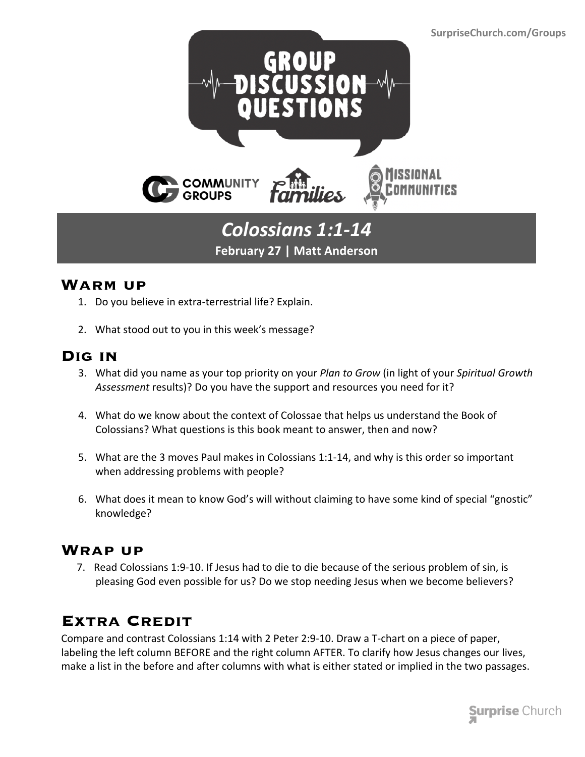SurpriseChurch.com/Groups

# GROUP DISCUSSION QUESTIONS

COMMUNITY GROUPS | Families | MISSIONAL COMMUNITIES

## *Colossians 1:1-14*

**February 27 | Matt Anderson**

## Warm up

1. Do you believe in extra-terrestrial life? Explain.

2. What stood out to you in this week's message?

## Dig in

3. What did you name as your top priority on your *Plan to Grow* (in light of your *Spiritual Growth Assessment* results)? Do you have the support and resources you need for it?

4. What do we know about the context of Colossae that helps us understand the Book of Colossians? What questions is this book meant to answer, then and now?

5. What are the 3 moves Paul makes in Colossians 1:1-14, and why is this order so important when addressing problems with people?

6. What does it mean to know God's will without claiming to have some kind of special "gnostic" knowledge?

## Wrap up

7. Read Colossians 1:9-10. If Jesus had to die to die because of the serious problem of sin, is pleasing God even possible for us? Do we stop needing Jesus when we become believers?

## Extra Credit

Compare and contrast Colossians 1:14 with 2 Peter 2:9-10. Draw a T-chart on a piece of paper, labeling the left column BEFORE and the right column AFTER. To clarify how Jesus changes our lives, make a list in the before and after columns with what is either stated or implied in the two passages.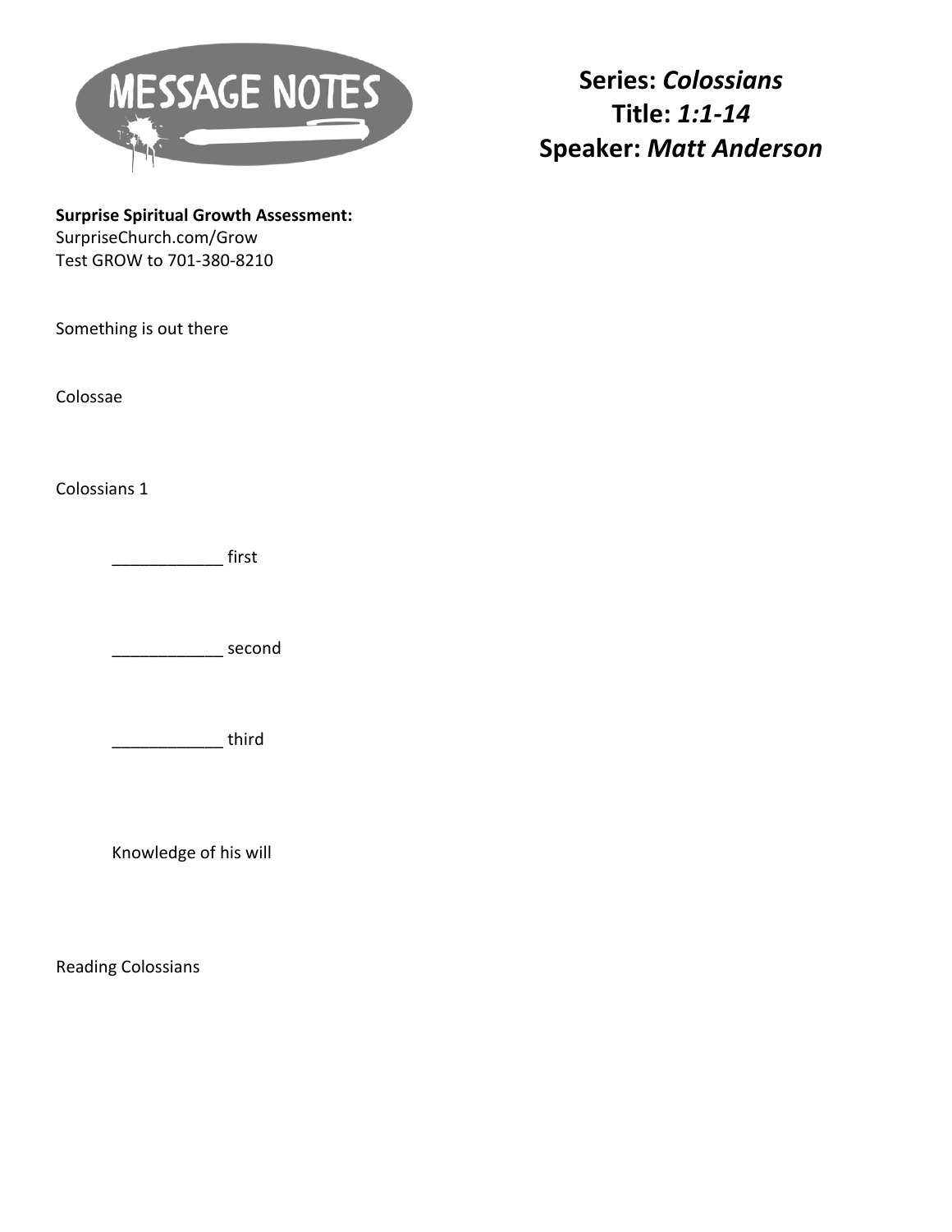MESSAGE NOTES

**Series:** ***Colossians***
**Title:** ***1:1-14***
**Speaker:** ***Matt Anderson***

**Surprise Spiritual Growth Assessment:**
SurpriseChurch.com/Grow
Test GROW to 701-380-8210

Something is out there

Colossae

Colossians 1

____________ first

____________ second

____________ third

Knowledge of his will

Reading Colossians